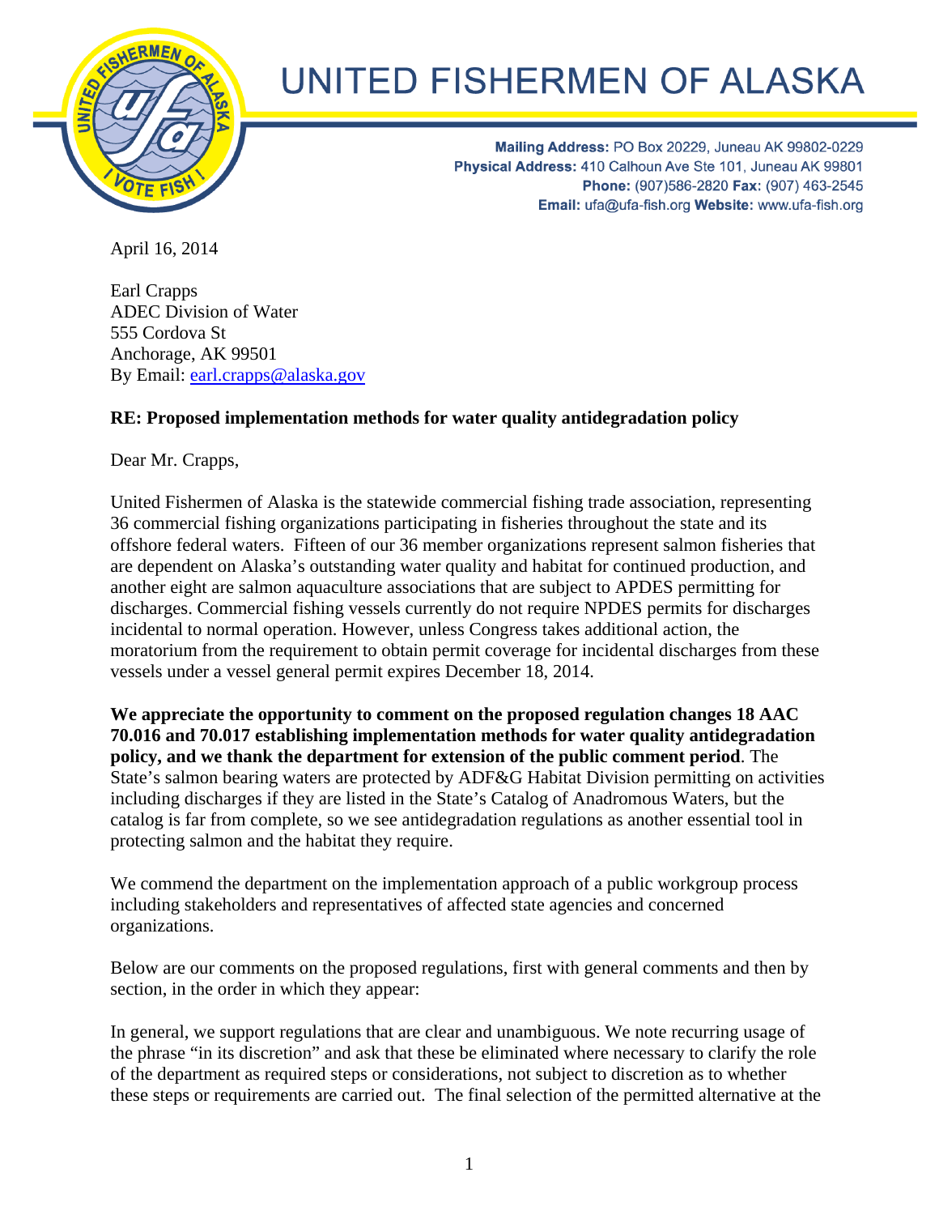# UNITED FISHERMEN OF ALASKA

**Mailing Address:** PO Box 20229, Juneau AK 99802-0229
**Physical Address:** 410 Calhoun Ave Ste 101, Juneau AK 99801
**Phone:** (907)586-2820 **Fax:** (907) 463-2545
**Email:** ufa@ufa-fish.org **Website:** www.ufa-fish.org

April 16, 2014

Earl Crapps
ADEC Division of Water
555 Cordova St
Anchorage, AK 99501
By Email: earl.crapps@alaska.gov

**RE: Proposed implementation methods for water quality antidegradation policy**

Dear Mr. Crapps,

United Fishermen of Alaska is the statewide commercial fishing trade association, representing 36 commercial fishing organizations participating in fisheries throughout the state and its offshore federal waters. Fifteen of our 36 member organizations represent salmon fisheries that are dependent on Alaska's outstanding water quality and habitat for continued production, and another eight are salmon aquaculture associations that are subject to APDES permitting for discharges. Commercial fishing vessels currently do not require NPDES permits for discharges incidental to normal operation. However, unless Congress takes additional action, the moratorium from the requirement to obtain permit coverage for incidental discharges from these vessels under a vessel general permit expires December 18, 2014.

**We appreciate the opportunity to comment on the proposed regulation changes 18 AAC 70.016 and 70.017 establishing implementation methods for water quality antidegradation policy, and we thank the department for extension of the public comment period**. The State's salmon bearing waters are protected by ADF&G Habitat Division permitting on activities including discharges if they are listed in the State's Catalog of Anadromous Waters, but the catalog is far from complete, so we see antidegradation regulations as another essential tool in protecting salmon and the habitat they require.

We commend the department on the implementation approach of a public workgroup process including stakeholders and representatives of affected state agencies and concerned organizations.

Below are our comments on the proposed regulations, first with general comments and then by section, in the order in which they appear:

In general, we support regulations that are clear and unambiguous. We note recurring usage of the phrase "in its discretion" and ask that these be eliminated where necessary to clarify the role of the department as required steps or considerations, not subject to discretion as to whether these steps or requirements are carried out. The final selection of the permitted alternative at the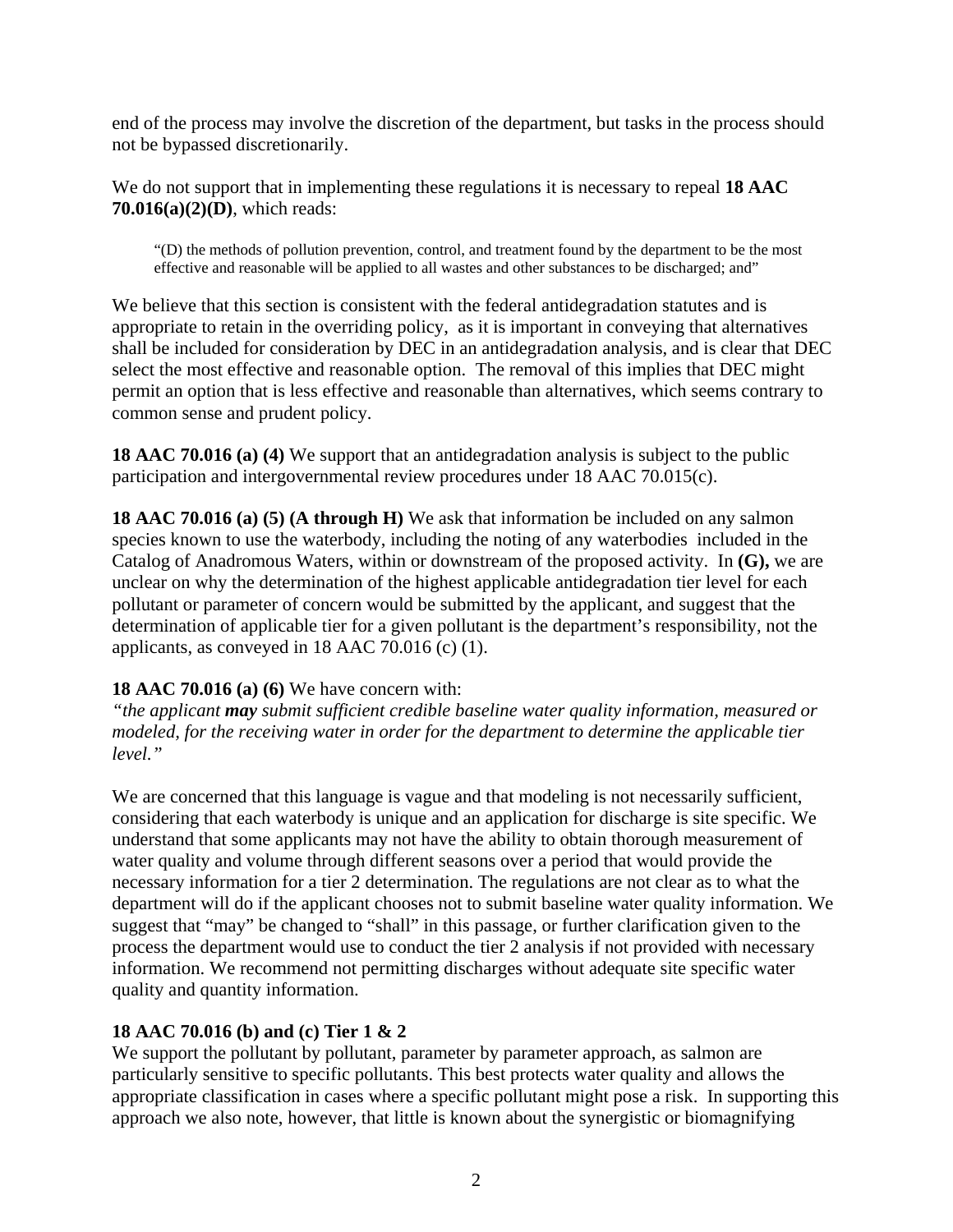end of the process may involve the discretion of the department, but tasks in the process should not be bypassed discretionarily.

We do not support that in implementing these regulations it is necessary to repeal **18 AAC 70.016(a)(2)(D)**, which reads:

> "(D) the methods of pollution prevention, control, and treatment found by the department to be the most effective and reasonable will be applied to all wastes and other substances to be discharged; and"

We believe that this section is consistent with the federal antidegradation statutes and is appropriate to retain in the overriding policy, as it is important in conveying that alternatives shall be included for consideration by DEC in an antidegradation analysis, and is clear that DEC select the most effective and reasonable option. The removal of this implies that DEC might permit an option that is less effective and reasonable than alternatives, which seems contrary to common sense and prudent policy.

**18 AAC 70.016 (a) (4)** We support that an antidegradation analysis is subject to the public participation and intergovernmental review procedures under 18 AAC 70.015(c).

**18 AAC 70.016 (a) (5) (A through H)** We ask that information be included on any salmon species known to use the waterbody, including the noting of any waterbodies included in the Catalog of Anadromous Waters, within or downstream of the proposed activity. In **(G),** we are unclear on why the determination of the highest applicable antidegradation tier level for each pollutant or parameter of concern would be submitted by the applicant, and suggest that the determination of applicable tier for a given pollutant is the department's responsibility, not the applicants, as conveyed in 18 AAC 70.016 (c) (1).

**18 AAC 70.016 (a) (6)** We have concern with:
*"the applicant **may** submit sufficient credible baseline water quality information, measured or modeled, for the receiving water in order for the department to determine the applicable tier level."*

We are concerned that this language is vague and that modeling is not necessarily sufficient, considering that each waterbody is unique and an application for discharge is site specific. We understand that some applicants may not have the ability to obtain thorough measurement of water quality and volume through different seasons over a period that would provide the necessary information for a tier 2 determination. The regulations are not clear as to what the department will do if the applicant chooses not to submit baseline water quality information. We suggest that "may" be changed to "shall" in this passage, or further clarification given to the process the department would use to conduct the tier 2 analysis if not provided with necessary information. We recommend not permitting discharges without adequate site specific water quality and quantity information.

**18 AAC 70.016 (b) and (c) Tier 1 & 2**
We support the pollutant by pollutant, parameter by parameter approach, as salmon are particularly sensitive to specific pollutants. This best protects water quality and allows the appropriate classification in cases where a specific pollutant might pose a risk. In supporting this approach we also note, however, that little is known about the synergistic or biomagnifying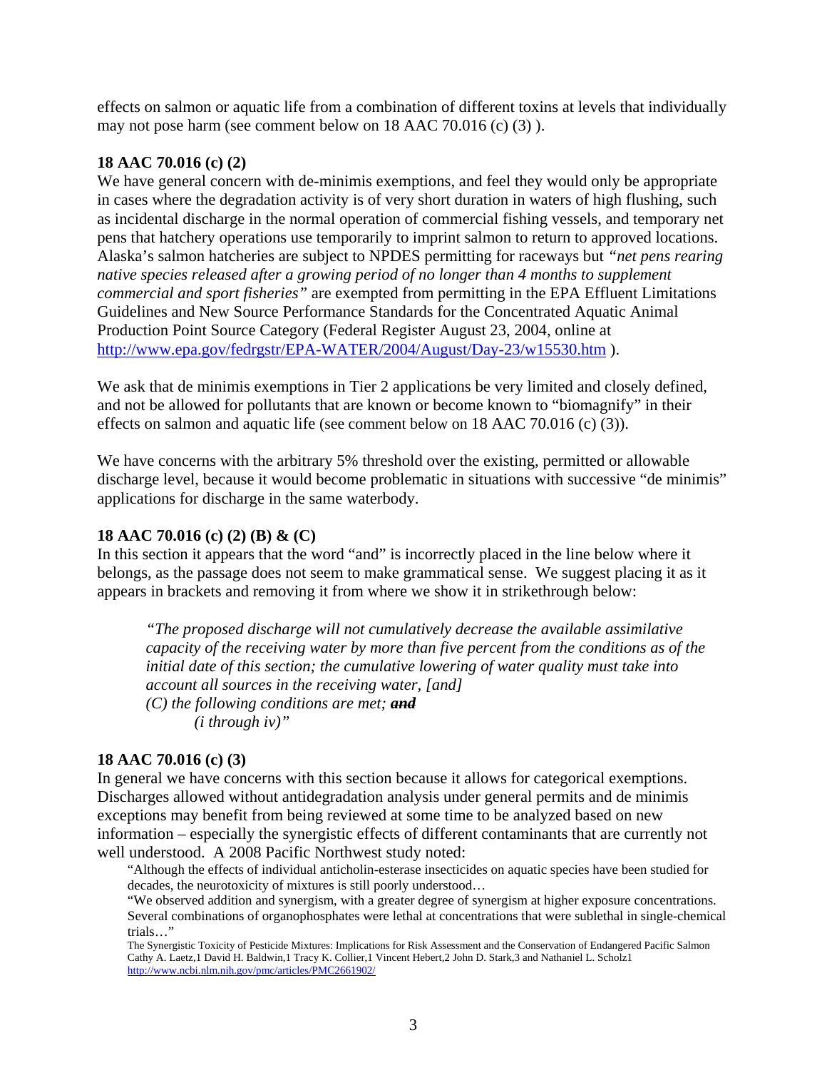effects on salmon or aquatic life from a combination of different toxins at levels that individually may not pose harm (see comment below on 18 AAC 70.016 (c) (3) ).

**18 AAC 70.016 (c) (2)**

We have general concern with de-minimis exemptions, and feel they would only be appropriate in cases where the degradation activity is of very short duration in waters of high flushing, such as incidental discharge in the normal operation of commercial fishing vessels, and temporary net pens that hatchery operations use temporarily to imprint salmon to return to approved locations. Alaska's salmon hatcheries are subject to NPDES permitting for raceways but *"net pens rearing native species released after a growing period of no longer than 4 months to supplement commercial and sport fisheries"* are exempted from permitting in the EPA Effluent Limitations Guidelines and New Source Performance Standards for the Concentrated Aquatic Animal Production Point Source Category (Federal Register August 23, 2004, online at http://www.epa.gov/fedrgstr/EPA-WATER/2004/August/Day-23/w15530.htm ).

We ask that de minimis exemptions in Tier 2 applications be very limited and closely defined, and not be allowed for pollutants that are known or become known to "biomagnify" in their effects on salmon and aquatic life (see comment below on 18 AAC 70.016 (c) (3)).

We have concerns with the arbitrary 5% threshold over the existing, permitted or allowable discharge level, because it would become problematic in situations with successive "de minimis" applications for discharge in the same waterbody.

**18 AAC 70.016 (c) (2) (B) & (C)**

In this section it appears that the word "and" is incorrectly placed in the line below where it belongs, as the passage does not seem to make grammatical sense. We suggest placing it as it appears in brackets and removing it from where we show it in strikethrough below:

> *"The proposed discharge will not cumulatively decrease the available assimilative capacity of the receiving water by more than five percent from the conditions as of the initial date of this section; the cumulative lowering of water quality must take into account all sources in the receiving water, [and]*
> *(C) the following conditions are met;* ~~***and***~~
> *(i through iv)"*

**18 AAC 70.016 (c) (3)**

In general we have concerns with this section because it allows for categorical exemptions. Discharges allowed without antidegradation analysis under general permits and de minimis exceptions may benefit from being reviewed at some time to be analyzed based on new information – especially the synergistic effects of different contaminants that are currently not well understood. A 2008 Pacific Northwest study noted:

> "Although the effects of individual anticholin-esterase insecticides on aquatic species have been studied for decades, the neurotoxicity of mixtures is still poorly understood…
>
> "We observed addition and synergism, with a greater degree of synergism at higher exposure concentrations. Several combinations of organophosphates were lethal at concentrations that were sublethal in single-chemical trials…"
>
> The Synergistic Toxicity of Pesticide Mixtures: Implications for Risk Assessment and the Conservation of Endangered Pacific Salmon
> Cathy A. Laetz,1 David H. Baldwin,1 Tracy K. Collier,1 Vincent Hebert,2 John D. Stark,3 and Nathaniel L. Scholz1
> http://www.ncbi.nlm.nih.gov/pmc/articles/PMC2661902/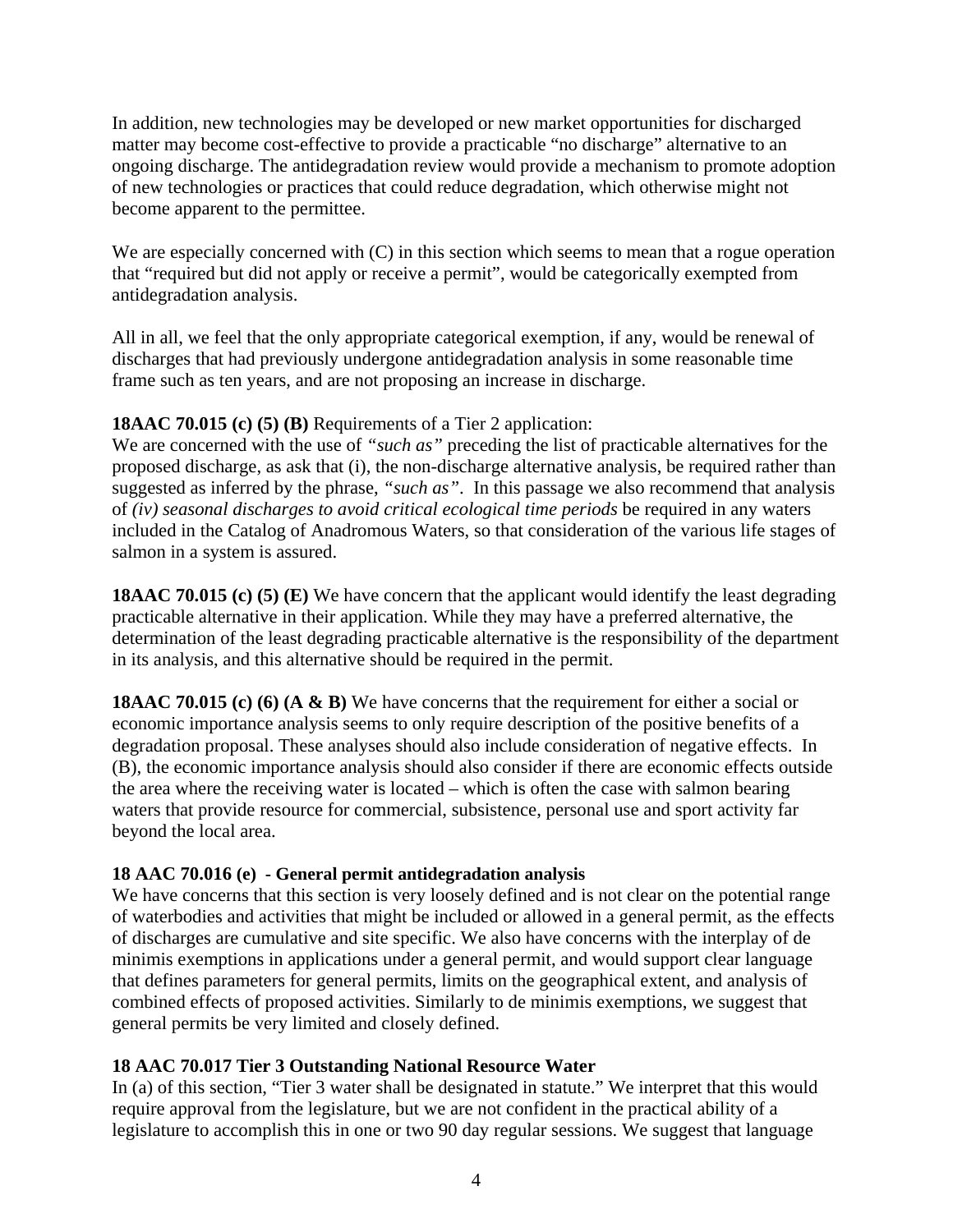In addition, new technologies may be developed or new market opportunities for discharged matter may become cost-effective to provide a practicable "no discharge" alternative to an ongoing discharge. The antidegradation review would provide a mechanism to promote adoption of new technologies or practices that could reduce degradation, which otherwise might not become apparent to the permittee.

We are especially concerned with (C) in this section which seems to mean that a rogue operation that "required but did not apply or receive a permit", would be categorically exempted from antidegradation analysis.

All in all, we feel that the only appropriate categorical exemption, if any, would be renewal of discharges that had previously undergone antidegradation analysis in some reasonable time frame such as ten years, and are not proposing an increase in discharge.

**18AAC 70.015 (c) (5) (B)** Requirements of a Tier 2 application:
We are concerned with the use of *"such as"* preceding the list of practicable alternatives for the proposed discharge, as ask that (i), the non-discharge alternative analysis, be required rather than suggested as inferred by the phrase, *"such as"*. In this passage we also recommend that analysis of *(iv) seasonal discharges to avoid critical ecological time periods* be required in any waters included in the Catalog of Anadromous Waters, so that consideration of the various life stages of salmon in a system is assured.

**18AAC 70.015 (c) (5) (E)** We have concern that the applicant would identify the least degrading practicable alternative in their application. While they may have a preferred alternative, the determination of the least degrading practicable alternative is the responsibility of the department in its analysis, and this alternative should be required in the permit.

**18AAC 70.015 (c) (6) (A & B)** We have concerns that the requirement for either a social or economic importance analysis seems to only require description of the positive benefits of a degradation proposal. These analyses should also include consideration of negative effects. In (B), the economic importance analysis should also consider if there are economic effects outside the area where the receiving water is located – which is often the case with salmon bearing waters that provide resource for commercial, subsistence, personal use and sport activity far beyond the local area.

**18 AAC 70.016 (e) - General permit antidegradation analysis**
We have concerns that this section is very loosely defined and is not clear on the potential range of waterbodies and activities that might be included or allowed in a general permit, as the effects of discharges are cumulative and site specific. We also have concerns with the interplay of de minimis exemptions in applications under a general permit, and would support clear language that defines parameters for general permits, limits on the geographical extent, and analysis of combined effects of proposed activities. Similarly to de minimis exemptions, we suggest that general permits be very limited and closely defined.

**18 AAC 70.017 Tier 3 Outstanding National Resource Water**
In (a) of this section, "Tier 3 water shall be designated in statute." We interpret that this would require approval from the legislature, but we are not confident in the practical ability of a legislature to accomplish this in one or two 90 day regular sessions. We suggest that language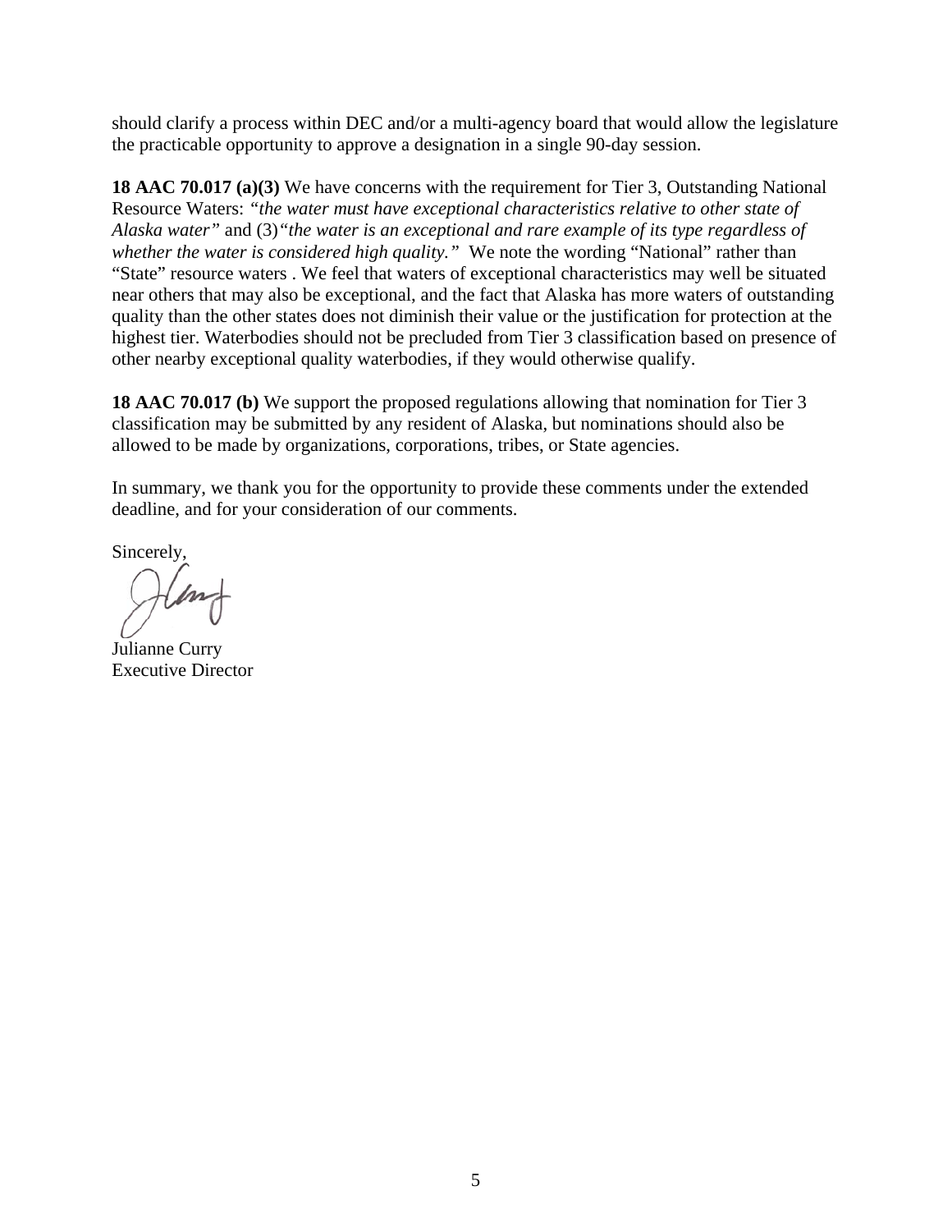should clarify a process within DEC and/or a multi-agency board that would allow the legislature the practicable opportunity to approve a designation in a single 90-day session.

**18 AAC 70.017 (a)(3)** We have concerns with the requirement for Tier 3, Outstanding National Resource Waters: *"the water must have exceptional characteristics relative to other state of Alaska water"* and (3)*"the water is an exceptional and rare example of its type regardless of whether the water is considered high quality."* We note the wording "National" rather than "State" resource waters . We feel that waters of exceptional characteristics may well be situated near others that may also be exceptional, and the fact that Alaska has more waters of outstanding quality than the other states does not diminish their value or the justification for protection at the highest tier. Waterbodies should not be precluded from Tier 3 classification based on presence of other nearby exceptional quality waterbodies, if they would otherwise qualify.

**18 AAC 70.017 (b)** We support the proposed regulations allowing that nomination for Tier 3 classification may be submitted by any resident of Alaska, but nominations should also be allowed to be made by organizations, corporations, tribes, or State agencies.

In summary, we thank you for the opportunity to provide these comments under the extended deadline, and for your consideration of our comments.

Sincerely,

Julianne Curry
Executive Director